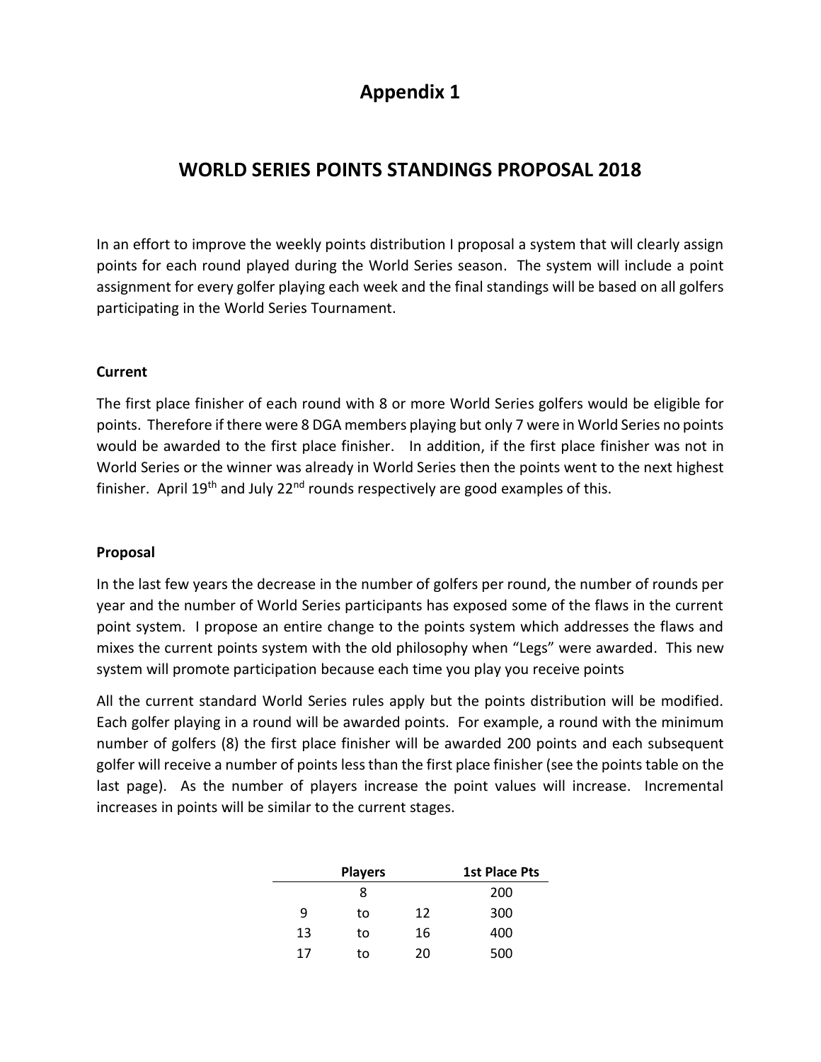# Appendix 1

## WORLD SERIES POINTS STANDINGS PROPOSAL 2018

In an effort to improve the weekly points distribution I proposal a system that will clearly assign points for each round played during the World Series season. The system will include a point assignment for every golfer playing each week and the final standings will be based on all golfers participating in the World Series Tournament.

### Current

The first place finisher of each round with 8 or more World Series golfers would be eligible for points. Therefore if there were 8 DGA members playing but only 7 were in World Series no points would be awarded to the first place finisher. In addition, if the first place finisher was not in World Series or the winner was already in World Series then the points went to the next highest finisher. April 19th and July 22nd rounds respectively are good examples of this.

### Proposal

In the last few years the decrease in the number of golfers per round, the number of rounds per year and the number of World Series participants has exposed some of the flaws in the current point system. I propose an entire change to the points system which addresses the flaws and mixes the current points system with the old philosophy when "Legs" were awarded. This new system will promote participation because each time you play you receive points

All the current standard World Series rules apply but the points distribution will be modified. Each golfer playing in a round will be awarded points. For example, a round with the minimum number of golfers (8) the first place finisher will be awarded 200 points and each subsequent golfer will receive a number of points less than the first place finisher (see the points table on the last page). As the number of players increase the point values will increase. Incremental increases in points will be similar to the current stages.

| | Players | | 1st Place Pts |
|---|---|---|---|
| | 8 | | 200 |
| 9 | to | 12 | 300 |
| 13 | to | 16 | 400 |
| 17 | to | 20 | 500 |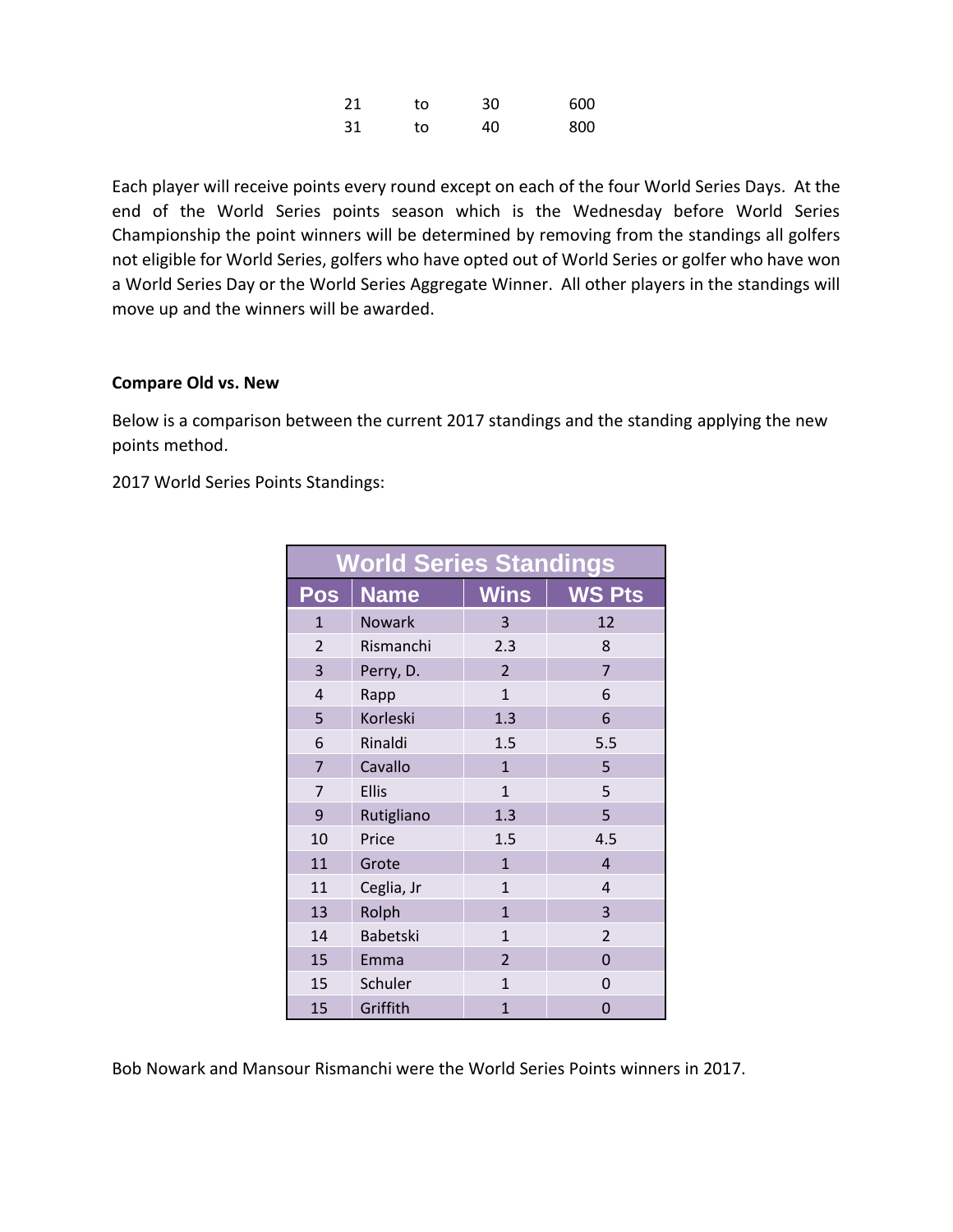| 21 | to | 30 | 600 |
|---|---|---|---|
| 31 | to | 40 | 800 |

Each player will receive points every round except on each of the four World Series Days. At the end of the World Series points season which is the Wednesday before World Series Championship the point winners will be determined by removing from the standings all golfers not eligible for World Series, golfers who have opted out of World Series or golfer who have won a World Series Day or the World Series Aggregate Winner. All other players in the standings will move up and the winners will be awarded.

**Compare Old vs. New**

Below is a comparison between the current 2017 standings and the standing applying the new points method.

2017 World Series Points Standings:

| World Series Standings | | | |
|---|---|---|---|
| **Pos** | **Name** | **Wins** | **WS Pts** |
| 1 | Nowark | 3 | 12 |
| 2 | Rismanchi | 2.3 | 8 |
| 3 | Perry, D. | 2 | 7 |
| 4 | Rapp | 1 | 6 |
| 5 | Korleski | 1.3 | 6 |
| 6 | Rinaldi | 1.5 | 5.5 |
| 7 | Cavallo | 1 | 5 |
| 7 | Ellis | 1 | 5 |
| 9 | Rutigliano | 1.3 | 5 |
| 10 | Price | 1.5 | 4.5 |
| 11 | Grote | 1 | 4 |
| 11 | Ceglia, Jr | 1 | 4 |
| 13 | Rolph | 1 | 3 |
| 14 | Babetski | 1 | 2 |
| 15 | Emma | 2 | 0 |
| 15 | Schuler | 1 | 0 |
| 15 | Griffith | 1 | 0 |

Bob Nowark and Mansour Rismanchi were the World Series Points winners in 2017.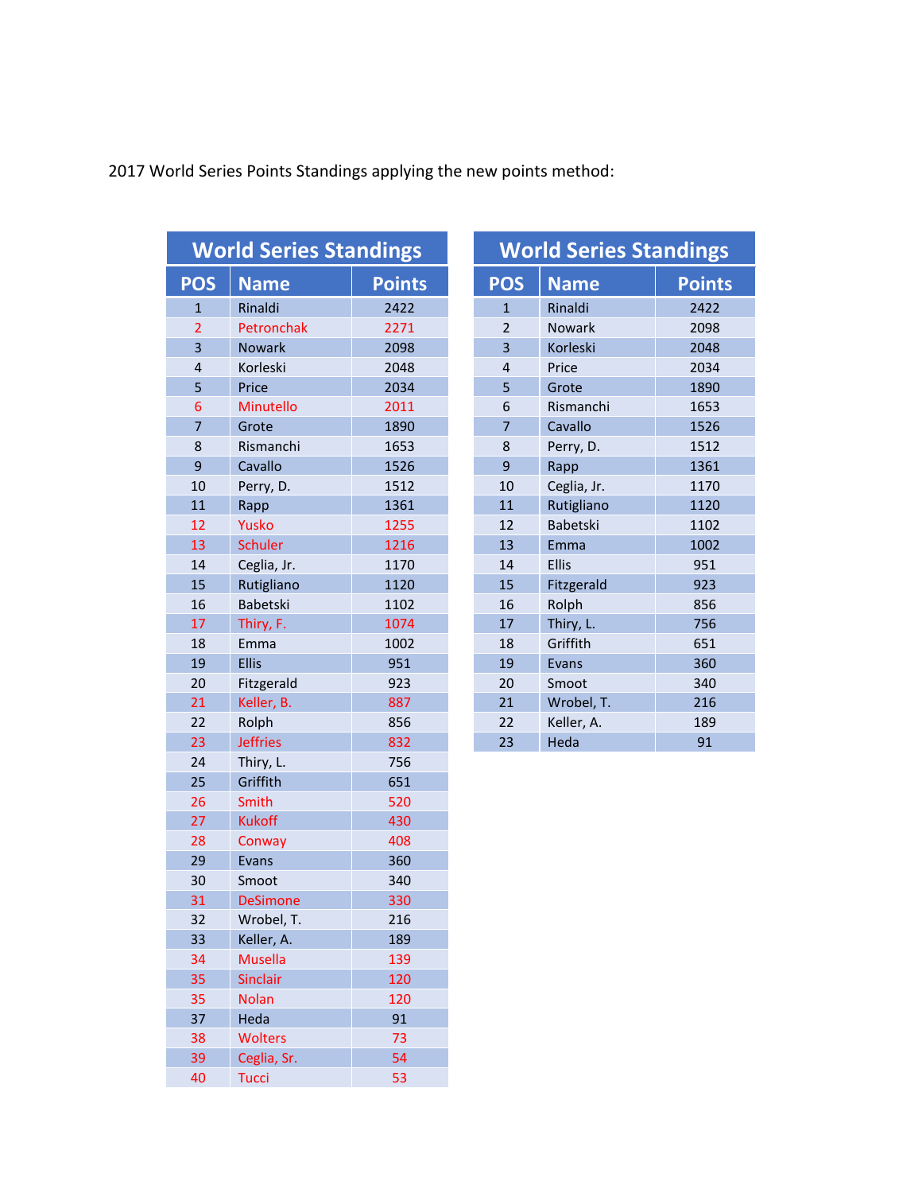2017 World Series Points Standings applying the new points method:

| World Series Standings | | |
|---|---|---|
| **POS** | **Name** | **Points** |
| 1 | Rinaldi | 2422 |
| 2 | Petronchak | 2271 |
| 3 | Nowark | 2098 |
| 4 | Korleski | 2048 |
| 5 | Price | 2034 |
| 6 | Minutello | 2011 |
| 7 | Grote | 1890 |
| 8 | Rismanchi | 1653 |
| 9 | Cavallo | 1526 |
| 10 | Perry, D. | 1512 |
| 11 | Rapp | 1361 |
| 12 | Yusko | 1255 |
| 13 | Schuler | 1216 |
| 14 | Ceglia, Jr. | 1170 |
| 15 | Rutigliano | 1120 |
| 16 | Babetski | 1102 |
| 17 | Thiry, F. | 1074 |
| 18 | Emma | 1002 |
| 19 | Ellis | 951 |
| 20 | Fitzgerald | 923 |
| 21 | Keller, B. | 887 |
| 22 | Rolph | 856 |
| 23 | Jeffries | 832 |
| 24 | Thiry, L. | 756 |
| 25 | Griffith | 651 |
| 26 | Smith | 520 |
| 27 | Kukoff | 430 |
| 28 | Conway | 408 |
| 29 | Evans | 360 |
| 30 | Smoot | 340 |
| 31 | DeSimone | 330 |
| 32 | Wrobel, T. | 216 |
| 33 | Keller, A. | 189 |
| 34 | Musella | 139 |
| 35 | Sinclair | 120 |
| 35 | Nolan | 120 |
| 37 | Heda | 91 |
| 38 | Wolters | 73 |
| 39 | Ceglia, Sr. | 54 |
| 40 | Tucci | 53 |

| World Series Standings | | |
|---|---|---|
| **POS** | **Name** | **Points** |
| 1 | Rinaldi | 2422 |
| 2 | Nowark | 2098 |
| 3 | Korleski | 2048 |
| 4 | Price | 2034 |
| 5 | Grote | 1890 |
| 6 | Rismanchi | 1653 |
| 7 | Cavallo | 1526 |
| 8 | Perry, D. | 1512 |
| 9 | Rapp | 1361 |
| 10 | Ceglia, Jr. | 1170 |
| 11 | Rutigliano | 1120 |
| 12 | Babetski | 1102 |
| 13 | Emma | 1002 |
| 14 | Ellis | 951 |
| 15 | Fitzgerald | 923 |
| 16 | Rolph | 856 |
| 17 | Thiry, L. | 756 |
| 18 | Griffith | 651 |
| 19 | Evans | 360 |
| 20 | Smoot | 340 |
| 21 | Wrobel, T. | 216 |
| 22 | Keller, A. | 189 |
| 23 | Heda | 91 |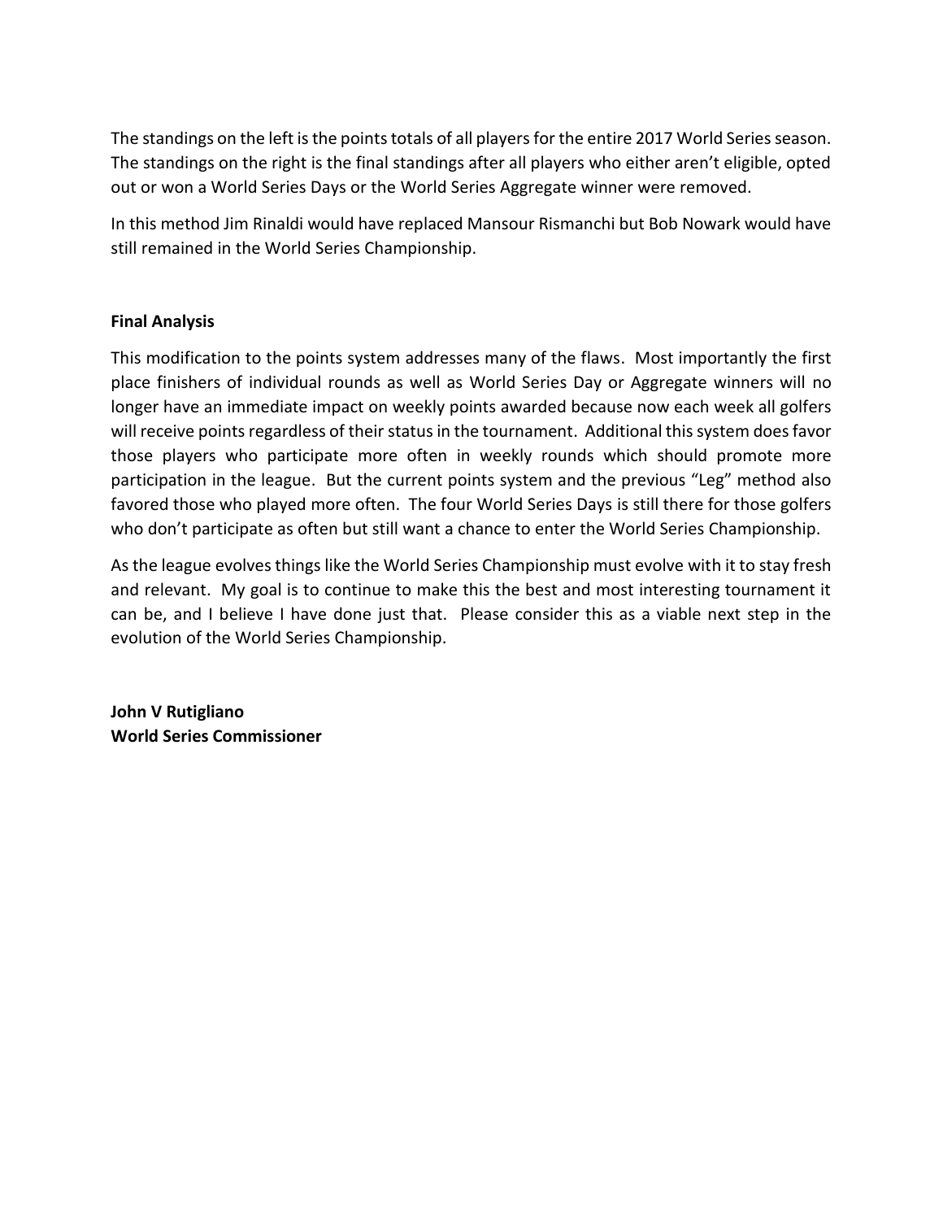The standings on the left is the points totals of all players for the entire 2017 World Series season. The standings on the right is the final standings after all players who either aren't eligible, opted out or won a World Series Days or the World Series Aggregate winner were removed.

In this method Jim Rinaldi would have replaced Mansour Rismanchi but Bob Nowark would have still remained in the World Series Championship.

**Final Analysis**

This modification to the points system addresses many of the flaws. Most importantly the first place finishers of individual rounds as well as World Series Day or Aggregate winners will no longer have an immediate impact on weekly points awarded because now each week all golfers will receive points regardless of their status in the tournament. Additional this system does favor those players who participate more often in weekly rounds which should promote more participation in the league. But the current points system and the previous "Leg" method also favored those who played more often. The four World Series Days is still there for those golfers who don't participate as often but still want a chance to enter the World Series Championship.

As the league evolves things like the World Series Championship must evolve with it to stay fresh and relevant. My goal is to continue to make this the best and most interesting tournament it can be, and I believe I have done just that. Please consider this as a viable next step in the evolution of the World Series Championship.

**John V Rutigliano**
**World Series Commissioner**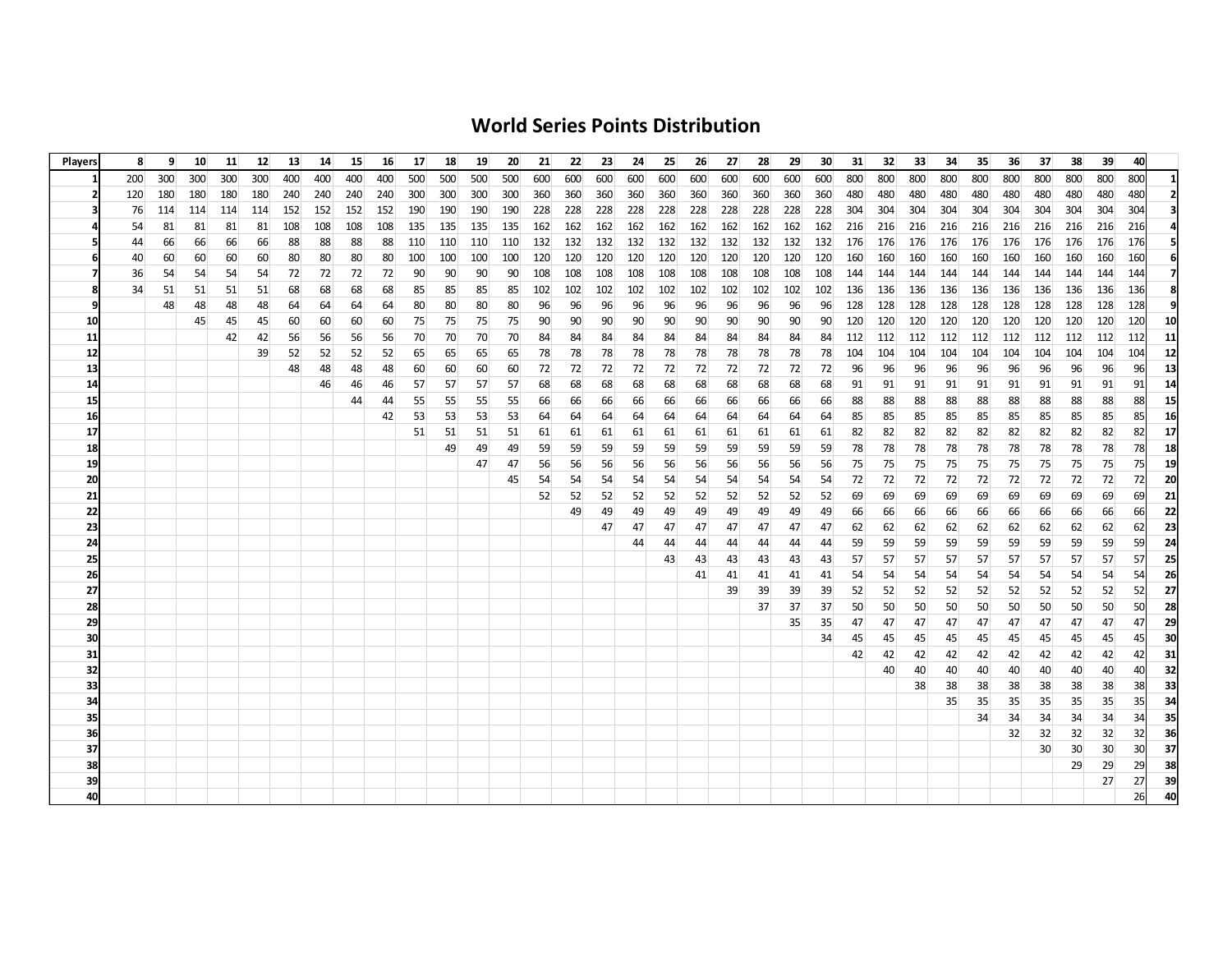# World Series Points Distribution

| Players | 8 | 9 | 10 | 11 | 12 | 13 | 14 | 15 | 16 | 17 | 18 | 19 | 20 | 21 | 22 | 23 | 24 | 25 | 26 | 27 | 28 | 29 | 30 | 31 | 32 | 33 | 34 | 35 | 36 | 37 | 38 | 39 | 40 | |
|---|---|---|---|---|---|---|---|---|---|---|---|---|---|---|---|---|---|---|---|---|---|---|---|---|---|---|---|---|---|---|---|---|---|---|
| 1 | 200 | 300 | 300 | 300 | 300 | 400 | 400 | 400 | 400 | 500 | 500 | 500 | 500 | 600 | 600 | 600 | 600 | 600 | 600 | 600 | 600 | 600 | 600 | 800 | 800 | 800 | 800 | 800 | 800 | 800 | 800 | 800 | 800 | 1 |
| 2 | 120 | 180 | 180 | 180 | 180 | 240 | 240 | 240 | 240 | 300 | 300 | 300 | 300 | 360 | 360 | 360 | 360 | 360 | 360 | 360 | 360 | 360 | 360 | 480 | 480 | 480 | 480 | 480 | 480 | 480 | 480 | 480 | 480 | 2 |
| 3 | 76 | 114 | 114 | 114 | 114 | 152 | 152 | 152 | 152 | 190 | 190 | 190 | 190 | 228 | 228 | 228 | 228 | 228 | 228 | 228 | 228 | 228 | 228 | 304 | 304 | 304 | 304 | 304 | 304 | 304 | 304 | 304 | 304 | 3 |
| 4 | 54 | 81 | 81 | 81 | 81 | 108 | 108 | 108 | 108 | 135 | 135 | 135 | 135 | 162 | 162 | 162 | 162 | 162 | 162 | 162 | 162 | 162 | 162 | 216 | 216 | 216 | 216 | 216 | 216 | 216 | 216 | 216 | 216 | 4 |
| 5 | 44 | 66 | 66 | 66 | 66 | 88 | 88 | 88 | 88 | 110 | 110 | 110 | 110 | 132 | 132 | 132 | 132 | 132 | 132 | 132 | 132 | 132 | 132 | 176 | 176 | 176 | 176 | 176 | 176 | 176 | 176 | 176 | 176 | 5 |
| 6 | 40 | 60 | 60 | 60 | 60 | 80 | 80 | 80 | 80 | 100 | 100 | 100 | 100 | 120 | 120 | 120 | 120 | 120 | 120 | 120 | 120 | 120 | 120 | 160 | 160 | 160 | 160 | 160 | 160 | 160 | 160 | 160 | 160 | 6 |
| 7 | 36 | 54 | 54 | 54 | 54 | 72 | 72 | 72 | 72 | 90 | 90 | 90 | 90 | 108 | 108 | 108 | 108 | 108 | 108 | 108 | 108 | 108 | 108 | 144 | 144 | 144 | 144 | 144 | 144 | 144 | 144 | 144 | 144 | 7 |
| 8 | 34 | 51 | 51 | 51 | 51 | 68 | 68 | 68 | 68 | 85 | 85 | 85 | 85 | 102 | 102 | 102 | 102 | 102 | 102 | 102 | 102 | 102 | 102 | 136 | 136 | 136 | 136 | 136 | 136 | 136 | 136 | 136 | 136 | 8 |
| 9 | | 48 | 48 | 48 | 48 | 64 | 64 | 64 | 64 | 80 | 80 | 80 | 80 | 96 | 96 | 96 | 96 | 96 | 96 | 96 | 96 | 96 | 96 | 128 | 128 | 128 | 128 | 128 | 128 | 128 | 128 | 128 | 128 | 9 |
| 10 | | | 45 | 45 | 45 | 60 | 60 | 60 | 60 | 75 | 75 | 75 | 75 | 90 | 90 | 90 | 90 | 90 | 90 | 90 | 90 | 90 | 90 | 120 | 120 | 120 | 120 | 120 | 120 | 120 | 120 | 120 | 120 | 10 |
| 11 | | | | 42 | 42 | 56 | 56 | 56 | 56 | 70 | 70 | 70 | 70 | 84 | 84 | 84 | 84 | 84 | 84 | 84 | 84 | 84 | 84 | 112 | 112 | 112 | 112 | 112 | 112 | 112 | 112 | 112 | 112 | 11 |
| 12 | | | | | 39 | 52 | 52 | 52 | 52 | 65 | 65 | 65 | 65 | 78 | 78 | 78 | 78 | 78 | 78 | 78 | 78 | 78 | 78 | 104 | 104 | 104 | 104 | 104 | 104 | 104 | 104 | 104 | 104 | 12 |
| 13 | | | | | | 48 | 48 | 48 | 48 | 60 | 60 | 60 | 60 | 72 | 72 | 72 | 72 | 72 | 72 | 72 | 72 | 72 | 72 | 96 | 96 | 96 | 96 | 96 | 96 | 96 | 96 | 96 | 96 | 13 |
| 14 | | | | | | | 46 | 46 | 46 | 57 | 57 | 57 | 57 | 68 | 68 | 68 | 68 | 68 | 68 | 68 | 68 | 68 | 68 | 91 | 91 | 91 | 91 | 91 | 91 | 91 | 91 | 91 | 91 | 14 |
| 15 | | | | | | | | 44 | 44 | 55 | 55 | 55 | 55 | 66 | 66 | 66 | 66 | 66 | 66 | 66 | 66 | 66 | 66 | 88 | 88 | 88 | 88 | 88 | 88 | 88 | 88 | 88 | 88 | 15 |
| 16 | | | | | | | | | 42 | 53 | 53 | 53 | 53 | 64 | 64 | 64 | 64 | 64 | 64 | 64 | 64 | 64 | 64 | 85 | 85 | 85 | 85 | 85 | 85 | 85 | 85 | 85 | 85 | 16 |
| 17 | | | | | | | | | | 51 | 51 | 51 | 51 | 61 | 61 | 61 | 61 | 61 | 61 | 61 | 61 | 61 | 61 | 82 | 82 | 82 | 82 | 82 | 82 | 82 | 82 | 82 | 82 | 17 |
| 18 | | | | | | | | | | | 49 | 49 | 49 | 59 | 59 | 59 | 59 | 59 | 59 | 59 | 59 | 59 | 59 | 78 | 78 | 78 | 78 | 78 | 78 | 78 | 78 | 78 | 78 | 18 |
| 19 | | | | | | | | | | | | 47 | 47 | 56 | 56 | 56 | 56 | 56 | 56 | 56 | 56 | 56 | 56 | 75 | 75 | 75 | 75 | 75 | 75 | 75 | 75 | 75 | 75 | 19 |
| 20 | | | | | | | | | | | | | 45 | 54 | 54 | 54 | 54 | 54 | 54 | 54 | 54 | 54 | 54 | 72 | 72 | 72 | 72 | 72 | 72 | 72 | 72 | 72 | 72 | 20 |
| 21 | | | | | | | | | | | | | | 52 | 52 | 52 | 52 | 52 | 52 | 52 | 52 | 52 | 52 | 69 | 69 | 69 | 69 | 69 | 69 | 69 | 69 | 69 | 69 | 21 |
| 22 | | | | | | | | | | | | | | | 49 | 49 | 49 | 49 | 49 | 49 | 49 | 49 | 49 | 66 | 66 | 66 | 66 | 66 | 66 | 66 | 66 | 66 | 66 | 22 |
| 23 | | | | | | | | | | | | | | | | 47 | 47 | 47 | 47 | 47 | 47 | 47 | 47 | 62 | 62 | 62 | 62 | 62 | 62 | 62 | 62 | 62 | 62 | 23 |
| 24 | | | | | | | | | | | | | | | | | 44 | 44 | 44 | 44 | 44 | 44 | 44 | 59 | 59 | 59 | 59 | 59 | 59 | 59 | 59 | 59 | 59 | 24 |
| 25 | | | | | | | | | | | | | | | | | | 43 | 43 | 43 | 43 | 43 | 43 | 57 | 57 | 57 | 57 | 57 | 57 | 57 | 57 | 57 | 57 | 25 |
| 26 | | | | | | | | | | | | | | | | | | | 41 | 41 | 41 | 41 | 41 | 54 | 54 | 54 | 54 | 54 | 54 | 54 | 54 | 54 | 54 | 26 |
| 27 | | | | | | | | | | | | | | | | | | | | 39 | 39 | 39 | 39 | 52 | 52 | 52 | 52 | 52 | 52 | 52 | 52 | 52 | 52 | 27 |
| 28 | | | | | | | | | | | | | | | | | | | | | 37 | 37 | 37 | 50 | 50 | 50 | 50 | 50 | 50 | 50 | 50 | 50 | 50 | 28 |
| 29 | | | | | | | | | | | | | | | | | | | | | | 35 | 35 | 47 | 47 | 47 | 47 | 47 | 47 | 47 | 47 | 47 | 47 | 29 |
| 30 | | | | | | | | | | | | | | | | | | | | | | | 34 | 45 | 45 | 45 | 45 | 45 | 45 | 45 | 45 | 45 | 45 | 30 |
| 31 | | | | | | | | | | | | | | | | | | | | | | | | 42 | 42 | 42 | 42 | 42 | 42 | 42 | 42 | 42 | 42 | 31 |
| 32 | | | | | | | | | | | | | | | | | | | | | | | | | 40 | 40 | 40 | 40 | 40 | 40 | 40 | 40 | 40 | 32 |
| 33 | | | | | | | | | | | | | | | | | | | | | | | | | | 38 | 38 | 38 | 38 | 38 | 38 | 38 | 38 | 33 |
| 34 | | | | | | | | | | | | | | | | | | | | | | | | | | | 35 | 35 | 35 | 35 | 35 | 35 | 35 | 34 |
| 35 | | | | | | | | | | | | | | | | | | | | | | | | | | | | 34 | 34 | 34 | 34 | 34 | 34 | 35 |
| 36 | | | | | | | | | | | | | | | | | | | | | | | | | | | | | 32 | 32 | 32 | 32 | 32 | 36 |
| 37 | | | | | | | | | | | | | | | | | | | | | | | | | | | | | | 30 | 30 | 30 | 30 | 37 |
| 38 | | | | | | | | | | | | | | | | | | | | | | | | | | | | | | | 29 | 29 | 29 | 38 |
| 39 | | | | | | | | | | | | | | | | | | | | | | | | | | | | | | | | 27 | 27 | 39 |
| 40 | | | | | | | | | | | | | | | | | | | | | | | | | | | | | | | | | 26 | 40 |